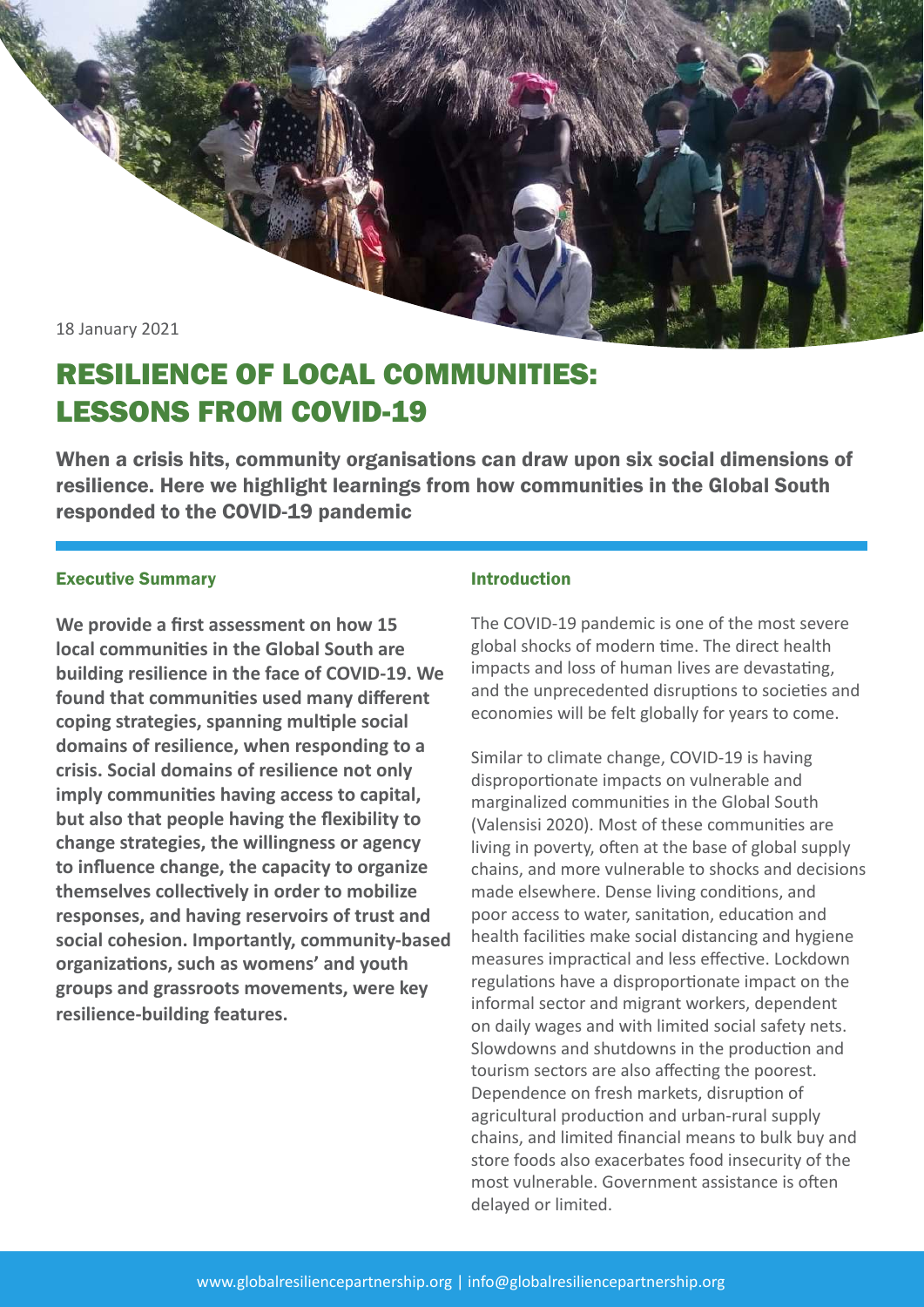18 January 2021

# RESILIENCE OF LOCAL COMMUNITIES: LESSONS FROM COVID-19

**When a crisis hits, community organisations can draw upon six social dimensions of resilience. Here we highlight learnings from how communities in the Global South responded to the COVID-19 pandemic**

## Executive Summary

**We provide a first assessment on how 15 local communities in the Global South are building resilience in the face of COVID-19. We found that communities used many different coping strategies, spanning multiple social domains of resilience, when responding to a crisis. Social domains of resilience not only imply communities having access to capital, but also that people having the flexibility to change strategies, the willingness or agency to influence change, the capacity to organize themselves collectively in order to mobilize responses, and having reservoirs of trust and social cohesion. Importantly, community-based organizations, such as womens' and youth groups and grassroots movements, were key resilience-building features.**

## Introduction

The COVID-19 pandemic is one of the most severe global shocks of modern time. The direct health impacts and loss of human lives are devastating, and the unprecedented disruptions to societies and economies will be felt globally for years to come.

Similar to climate change, COVID-19 is having disproportionate impacts on vulnerable and marginalized communities in the Global South (Valensisi 2020). Most of these communities are living in poverty, often at the base of global supply chains, and more vulnerable to shocks and decisions made elsewhere. Dense living conditions, and poor access to water, sanitation, education and health facilities make social distancing and hygiene measures impractical and less effective. Lockdown regulations have a disproportionate impact on the informal sector and migrant workers, dependent on daily wages and with limited social safety nets. Slowdowns and shutdowns in the production and tourism sectors are also affecting the poorest. Dependence on fresh markets, disruption of agricultural production and urban-rural supply chains, and limited financial means to bulk buy and store foods also exacerbates food insecurity of the most vulnerable. Government assistance is often delayed or limited.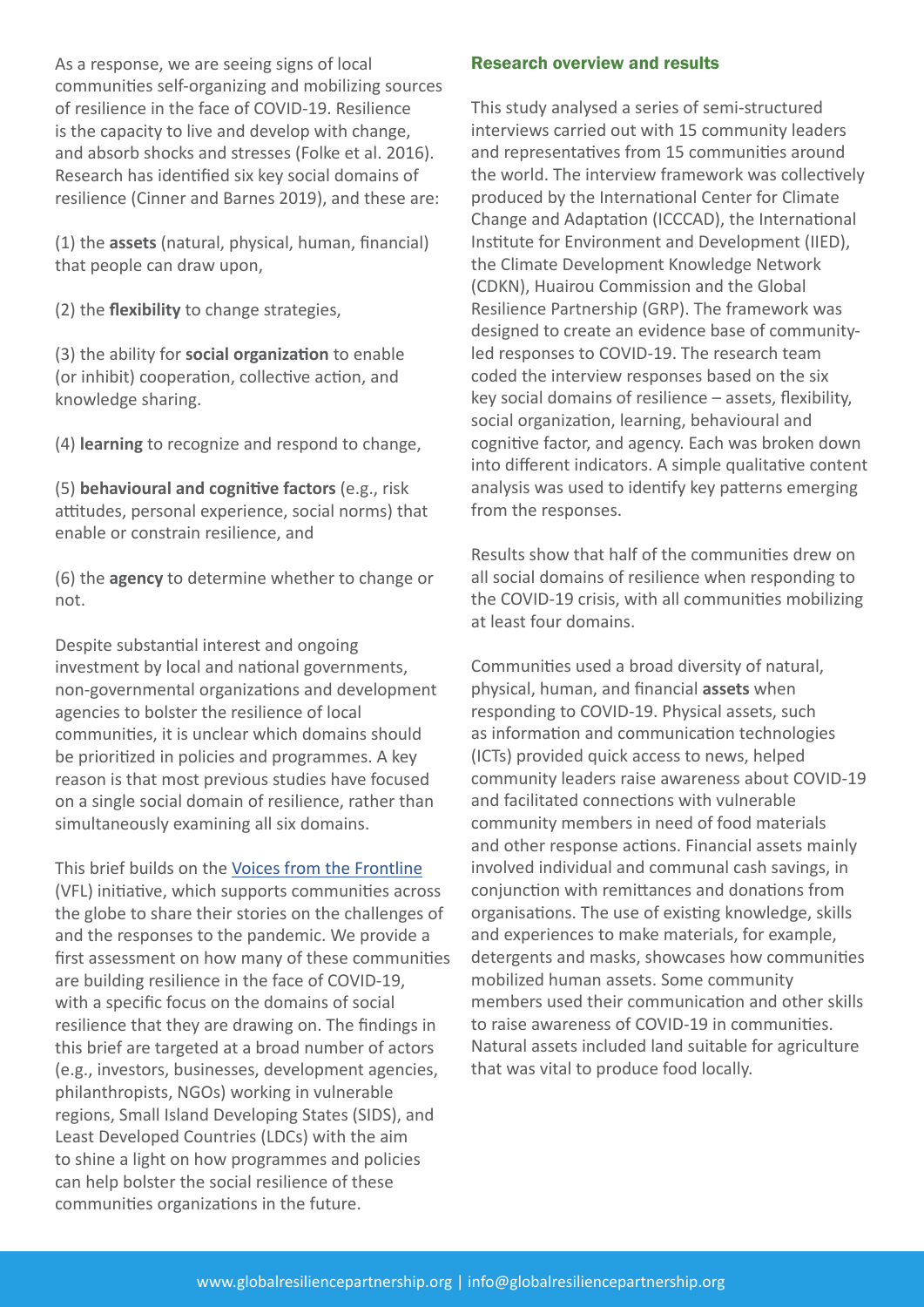As a response, we are seeing signs of local communities self-organizing and mobilizing sources of resilience in the face of COVID-19. Resilience is the capacity to live and develop with change, and absorb shocks and stresses (Folke et al. 2016). Research has identified six key social domains of resilience (Cinner and Barnes 2019), and these are:

(1) the **assets** (natural, physical, human, financial) that people can draw upon,

(2) the **flexibility** to change strategies,

(3) the ability for **social organization** to enable (or inhibit) cooperation, collective action, and knowledge sharing.

(4) **learning** to recognize and respond to change,

(5) **behavioural and cognitive factors** (e.g., risk attitudes, personal experience, social norms) that enable or constrain resilience, and

(6) the **agency** to determine whether to change or not.

Despite substantial interest and ongoing investment by local and national governments, non-governmental organizations and development agencies to bolster the resilience of local communities, it is unclear which domains should be prioritized in policies and programmes. A key reason is that most previous studies have focused on a single social domain of resilience, rather than simultaneously examining all six domains.

This brief builds on the Voices from the Frontline (VFL) initiative, which supports communities across the globe to share their stories on the challenges of and the responses to the pandemic. We provide a first assessment on how many of these communities are building resilience in the face of COVID-19, with a specific focus on the domains of social resilience that they are drawing on. The findings in this brief are targeted at a broad number of actors (e.g., investors, businesses, development agencies, philanthropists, NGOs) working in vulnerable regions, Small Island Developing States (SIDS), and Least Developed Countries (LDCs) with the aim to shine a light on how programmes and policies can help bolster the social resilience of these communities organizations in the future.

## Research overview and results

This study analysed a series of semi-structured interviews carried out with 15 community leaders and representatives from 15 communities around the world. The interview framework was collectively produced by the International Center for Climate Change and Adaptation (ICCCAD), the International Institute for Environment and Development (IIED), the Climate Development Knowledge Network (CDKN), Huairou Commission and the Global Resilience Partnership (GRP). The framework was designed to create an evidence base of community-led responses to COVID-19. The research team coded the interview responses based on the six key social domains of resilience – assets, flexibility, social organization, learning, behavioural and cognitive factor, and agency. Each was broken down into different indicators. A simple qualitative content analysis was used to identify key patterns emerging from the responses.

Results show that half of the communities drew on all social domains of resilience when responding to the COVID-19 crisis, with all communities mobilizing at least four domains.

Communities used a broad diversity of natural, physical, human, and financial **assets** when responding to COVID-19. Physical assets, such as information and communication technologies (ICTs) provided quick access to news, helped community leaders raise awareness about COVID-19 and facilitated connections with vulnerable community members in need of food materials and other response actions. Financial assets mainly involved individual and communal cash savings, in conjunction with remittances and donations from organisations. The use of existing knowledge, skills and experiences to make materials, for example, detergents and masks, showcases how communities mobilized human assets. Some community members used their communication and other skills to raise awareness of COVID-19 in communities. Natural assets included land suitable for agriculture that was vital to produce food locally.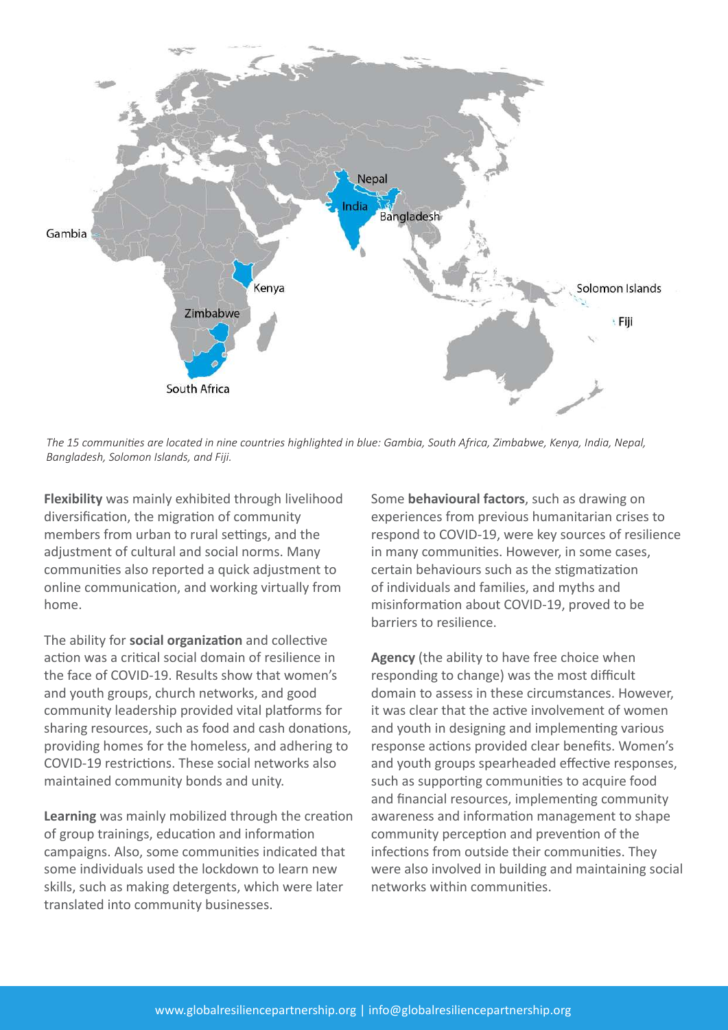*The 15 communities are located in nine countries highlighted in blue: Gambia, South Africa, Zimbabwe, Kenya, India, Nepal, Bangladesh, Solomon Islands, and Fiji.*

**Flexibility** was mainly exhibited through livelihood diversification, the migration of community members from urban to rural settings, and the adjustment of cultural and social norms. Many communities also reported a quick adjustment to online communication, and working virtually from home.

The ability for **social organization** and collective action was a critical social domain of resilience in the face of COVID-19. Results show that women's and youth groups, church networks, and good community leadership provided vital platforms for sharing resources, such as food and cash donations, providing homes for the homeless, and adhering to COVID-19 restrictions. These social networks also maintained community bonds and unity.

**Learning** was mainly mobilized through the creation of group trainings, education and information campaigns. Also, some communities indicated that some individuals used the lockdown to learn new skills, such as making detergents, which were later translated into community businesses.

Some **behavioural factors**, such as drawing on experiences from previous humanitarian crises to respond to COVID-19, were key sources of resilience in many communities. However, in some cases, certain behaviours such as the stigmatization of individuals and families, and myths and misinformation about COVID-19, proved to be barriers to resilience.

**Agency** (the ability to have free choice when responding to change) was the most difficult domain to assess in these circumstances. However, it was clear that the active involvement of women and youth in designing and implementing various response actions provided clear benefits. Women's and youth groups spearheaded effective responses, such as supporting communities to acquire food and financial resources, implementing community awareness and information management to shape community perception and prevention of the infections from outside their communities. They were also involved in building and maintaining social networks within communities.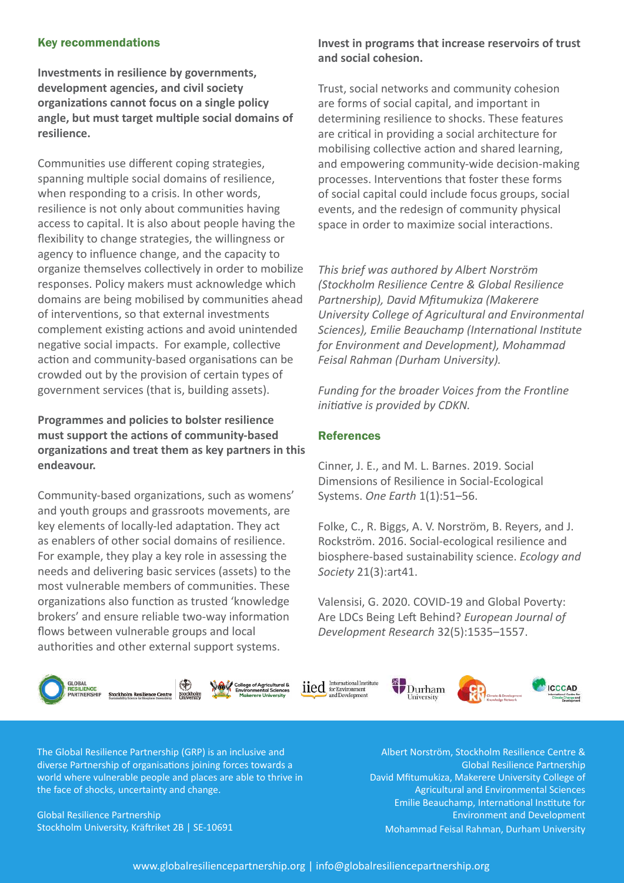## Key recommendations

**Investments in resilience by governments, development agencies, and civil society organizations cannot focus on a single policy angle, but must target multiple social domains of resilience.**

Communities use different coping strategies, spanning multiple social domains of resilience, when responding to a crisis. In other words, resilience is not only about communities having access to capital. It is also about people having the flexibility to change strategies, the willingness or agency to influence change, and the capacity to organize themselves collectively in order to mobilize responses. Policy makers must acknowledge which domains are being mobilised by communities ahead of interventions, so that external investments complement existing actions and avoid unintended negative social impacts. For example, collective action and community-based organisations can be crowded out by the provision of certain types of government services (that is, building assets).

**Programmes and policies to bolster resilience must support the actions of community-based organizations and treat them as key partners in this endeavour.**

Community-based organizations, such as womens' and youth groups and grassroots movements, are key elements of locally-led adaptation. They act as enablers of other social domains of resilience. For example, they play a key role in assessing the needs and delivering basic services (assets) to the most vulnerable members of communities. These organizations also function as trusted 'knowledge brokers' and ensure reliable two-way information flows between vulnerable groups and local authorities and other external support systems.

**Invest in programs that increase reservoirs of trust and social cohesion.**

Trust, social networks and community cohesion are forms of social capital, and important in determining resilience to shocks. These features are critical in providing a social architecture for mobilising collective action and shared learning, and empowering community-wide decision-making processes. Interventions that foster these forms of social capital could include focus groups, social events, and the redesign of community physical space in order to maximize social interactions.

*This brief was authored by Albert Norström (Stockholm Resilience Centre & Global Resilience Partnership), David Mfitumukiza (Makerere University College of Agricultural and Environmental Sciences), Emilie Beauchamp (International Institute for Environment and Development), Mohammad Feisal Rahman (Durham University).*

*Funding for the broader Voices from the Frontline initiative is provided by CDKN.*

## References

Cinner, J. E., and M. L. Barnes. 2019. Social Dimensions of Resilience in Social-Ecological Systems. *One Earth* 1(1):51–56.

Folke, C., R. Biggs, A. V. Norström, B. Reyers, and J. Rockström. 2016. Social-ecological resilience and biosphere-based sustainability science. *Ecology and Society* 21(3):art41.

Valensisi, G. 2020. COVID-19 and Global Poverty: Are LDCs Being Left Behind? *European Journal of Development Research* 32(5):1535–1557.

The Global Resilience Partnership (GRP) is an inclusive and diverse Partnership of organisations joining forces towards a world where vulnerable people and places are able to thrive in the face of shocks, uncertainty and change.

Global Resilience Partnership
Stockholm University, Kräftriket 2B | SE-10691

Albert Norström, Stockholm Resilience Centre & Global Resilience Partnership
David Mfitumukiza, Makerere University College of Agricultural and Environmental Sciences
Emilie Beauchamp, International Institute for Environment and Development
Mohammad Feisal Rahman, Durham University

www.globalresiliencepartnership.org | info@globalresiliencepartnership.org